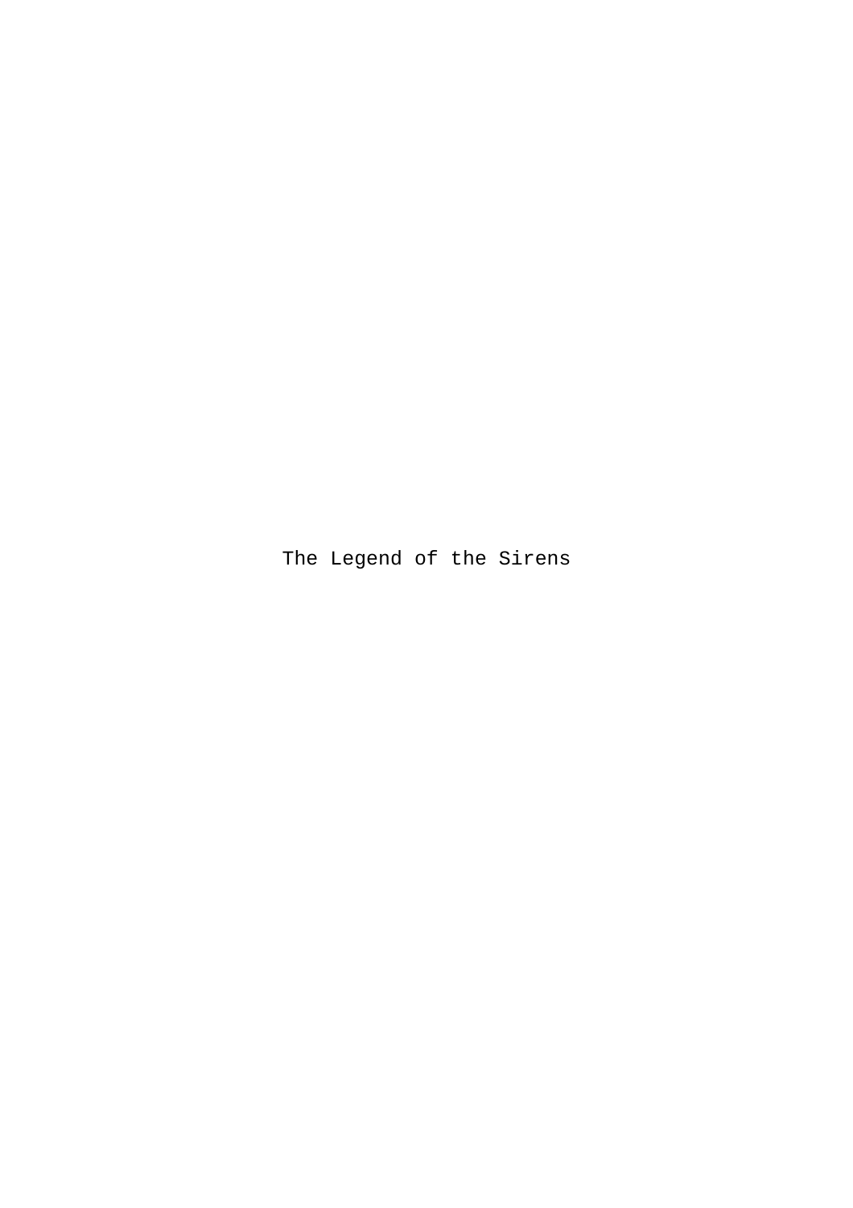# The Legend of the Sirens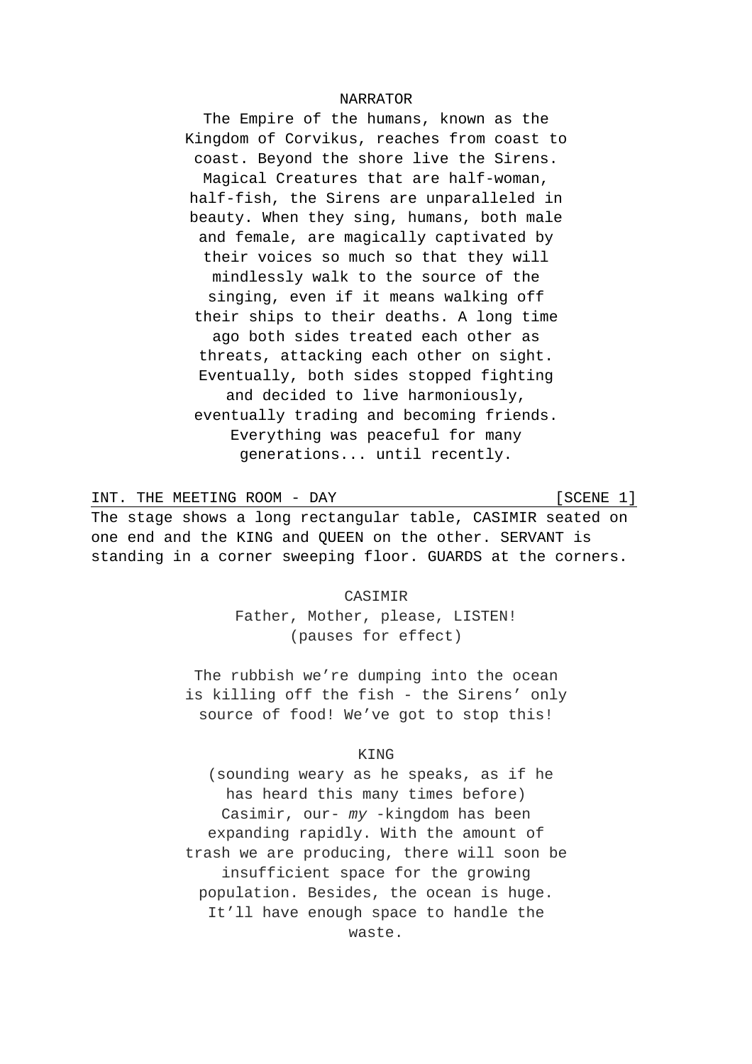NARRATOR

The Empire of the humans, known as the Kingdom of Corvikus, reaches from coast to coast. Beyond the shore live the Sirens. Magical Creatures that are half-woman, half-fish, the Sirens are unparalleled in beauty. When they sing, humans, both male and female, are magically captivated by their voices so much so that they will mindlessly walk to the source of the singing, even if it means walking off their ships to their deaths. A long time ago both sides treated each other as threats, attacking each other on sight. Eventually, both sides stopped fighting and decided to live harmoniously, eventually trading and becoming friends. Everything was peaceful for many generations... until recently.

INT. THE MEETING ROOM - DAY [SCENE 1]

The stage shows a long rectangular table, CASIMIR seated on one end and the KING and QUEEN on the other. SERVANT is standing in a corner sweeping floor. GUARDS at the corners.

CASIMIR

Father, Mother, please, LISTEN!
(pauses for effect)

The rubbish we're dumping into the ocean is killing off the fish - the Sirens' only source of food! We've got to stop this!

KING

(sounding weary as he speaks, as if he has heard this many times before)
Casimir, our- *my* -kingdom has been expanding rapidly. With the amount of trash we are producing, there will soon be insufficient space for the growing population. Besides, the ocean is huge. It'll have enough space to handle the waste.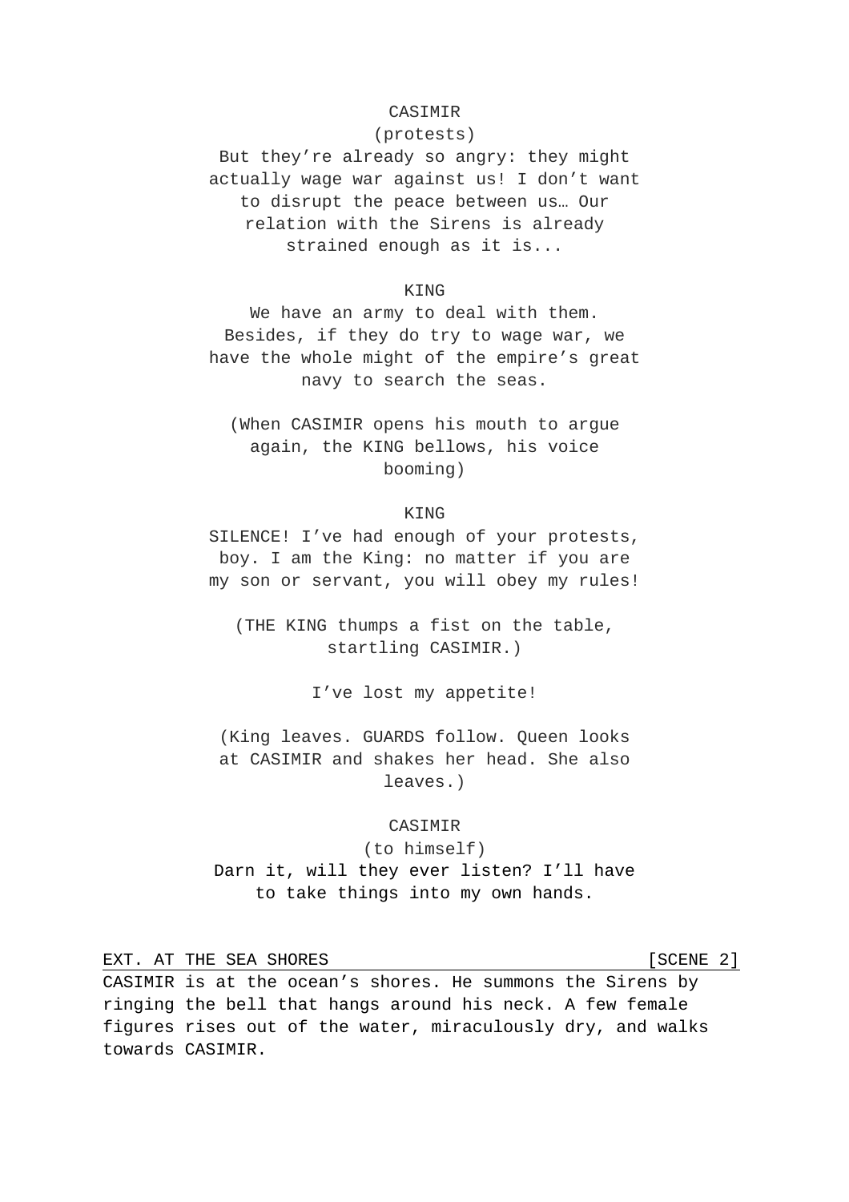CASIMIR

(protests)

But they're already so angry: they might actually wage war against us! I don't want to disrupt the peace between us… Our relation with the Sirens is already strained enough as it is...

KING

We have an army to deal with them. Besides, if they do try to wage war, we have the whole might of the empire's great navy to search the seas.

(When CASIMIR opens his mouth to argue again, the KING bellows, his voice booming)

KING

SILENCE! I've had enough of your protests, boy. I am the King: no matter if you are my son or servant, you will obey my rules!

(THE KING thumps a fist on the table, startling CASIMIR.)

I've lost my appetite!

(King leaves. GUARDS follow. Queen looks at CASIMIR and shakes her head. She also leaves.)

CASIMIR

(to himself)

Darn it, will they ever listen? I'll have to take things into my own hands.

EXT. AT THE SEA SHORES [SCENE 2]

CASIMIR is at the ocean's shores. He summons the Sirens by ringing the bell that hangs around his neck. A few female figures rises out of the water, miraculously dry, and walks towards CASIMIR.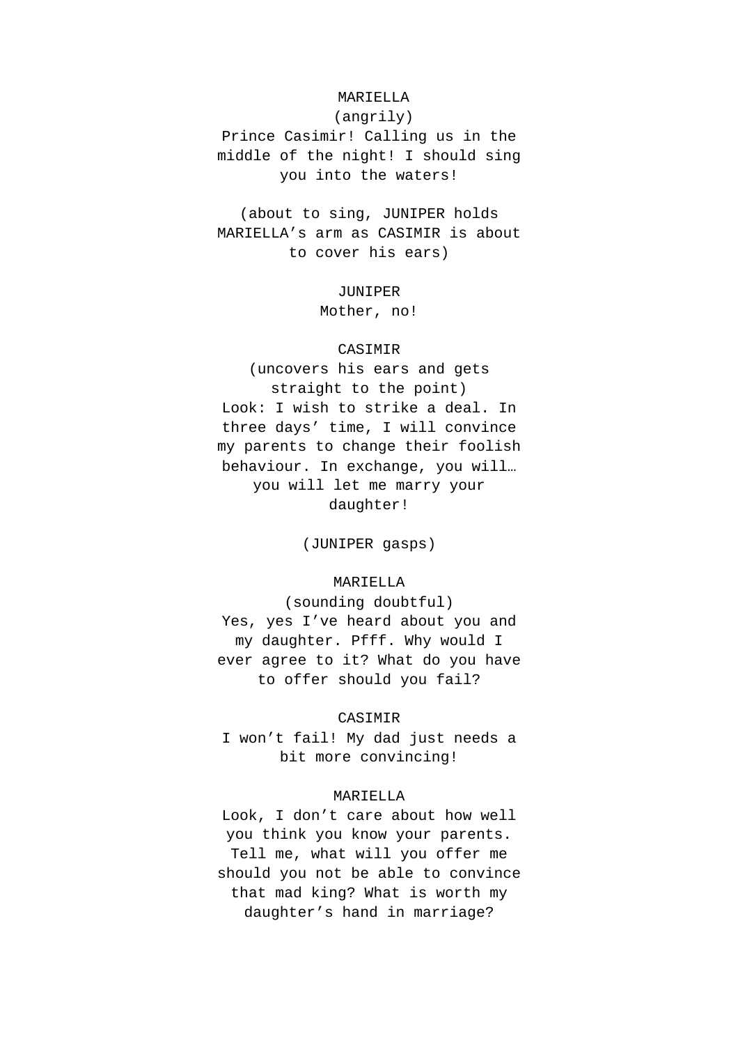MARIELLA
(angrily)
Prince Casimir! Calling us in the middle of the night! I should sing you into the waters!

(about to sing, JUNIPER holds MARIELLA's arm as CASIMIR is about to cover his ears)

JUNIPER
Mother, no!

CASIMIR
(uncovers his ears and gets straight to the point)
Look: I wish to strike a deal. In three days' time, I will convince my parents to change their foolish behaviour. In exchange, you will… you will let me marry your daughter!

(JUNIPER gasps)

MARIELLA
(sounding doubtful)
Yes, yes I've heard about you and my daughter. Pfff. Why would I ever agree to it? What do you have to offer should you fail?

CASIMIR
I won't fail! My dad just needs a bit more convincing!

MARIELLA
Look, I don't care about how well you think you know your parents. Tell me, what will you offer me should you not be able to convince that mad king? What is worth my daughter's hand in marriage?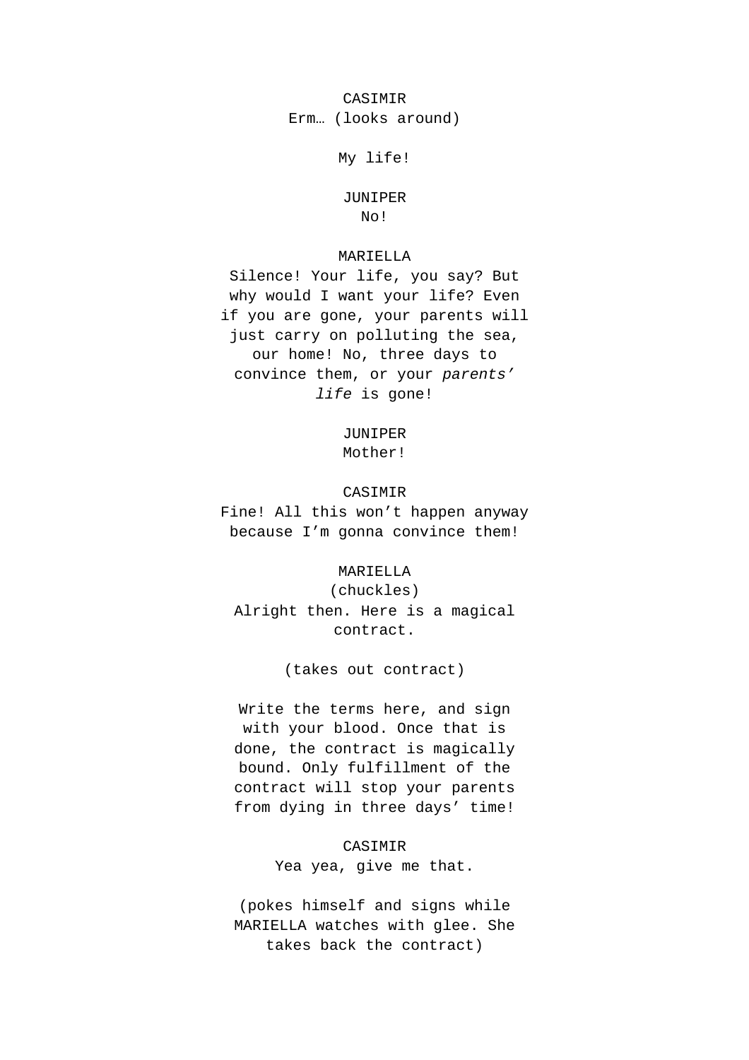CASIMIR
Erm… (looks around)

My life!

JUNIPER
No!

MARIELLA
Silence! Your life, you say? But why would I want your life? Even if you are gone, your parents will just carry on polluting the sea, our home! No, three days to convince them, or your *parents' life* is gone!

JUNIPER
Mother!

CASIMIR
Fine! All this won't happen anyway because I'm gonna convince them!

MARIELLA
(chuckles)
Alright then. Here is a magical contract.

(takes out contract)

Write the terms here, and sign with your blood. Once that is done, the contract is magically bound. Only fulfillment of the contract will stop your parents from dying in three days' time!

CASIMIR
Yea yea, give me that.

(pokes himself and signs while MARIELLA watches with glee. She takes back the contract)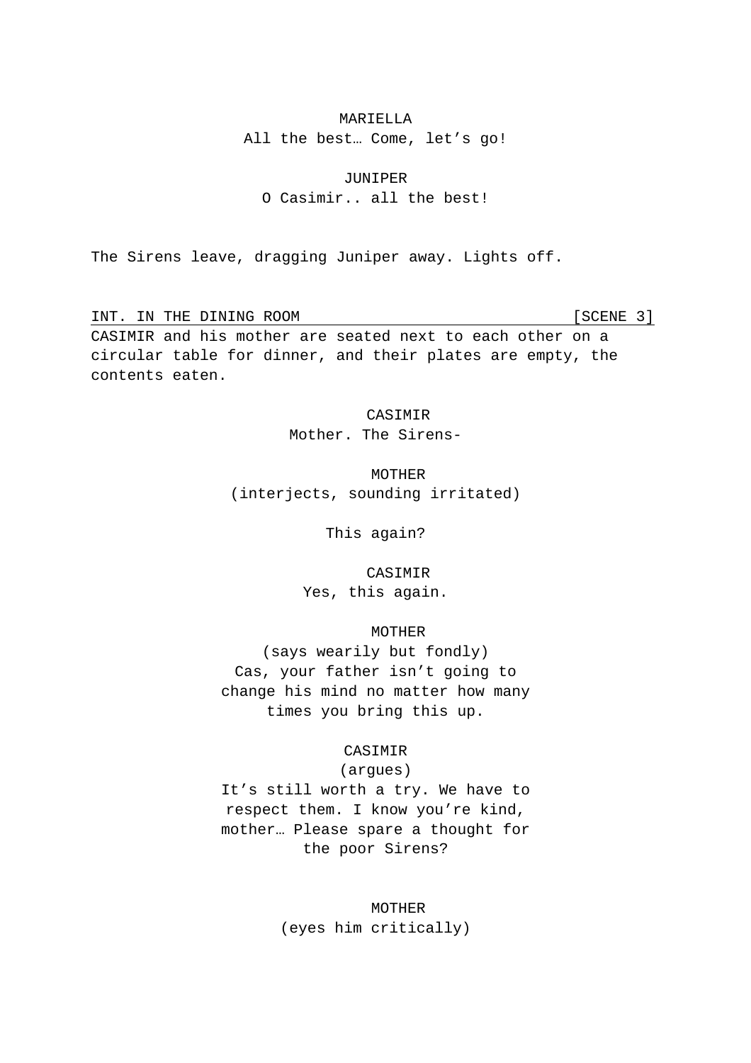MARIELLA

All the best… Come, let’s go!

JUNIPER

O Casimir.. all the best!

The Sirens leave, dragging Juniper away. Lights off.

INT. IN THE DINING ROOM [SCENE 3]

CASIMIR and his mother are seated next to each other on a circular table for dinner, and their plates are empty, the contents eaten.

CASIMIR

Mother. The Sirens-

MOTHER

(interjects, sounding irritated)

This again?

CASIMIR

Yes, this again.

MOTHER

(says wearily but fondly)

Cas, your father isn’t going to change his mind no matter how many times you bring this up.

CASIMIR

(argues)

It’s still worth a try. We have to respect them. I know you’re kind, mother… Please spare a thought for the poor Sirens?

MOTHER

(eyes him critically)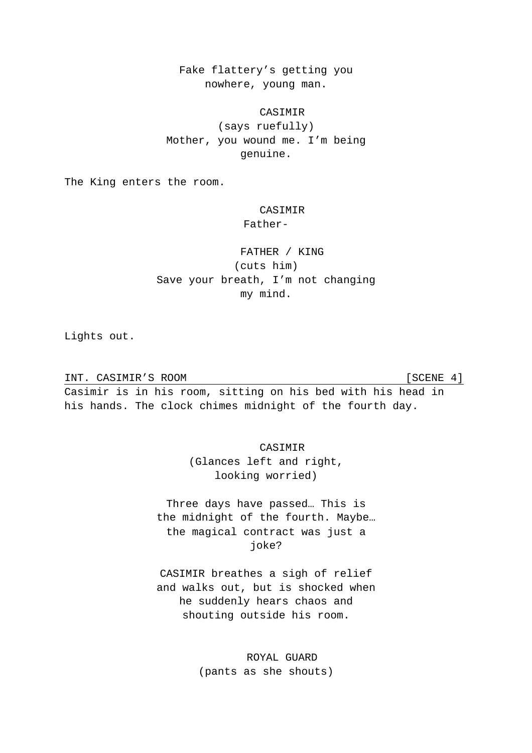Fake flattery's getting you nowhere, young man.

CASIMIR
(says ruefully)
Mother, you wound me. I'm being genuine.

The King enters the room.

CASIMIR
Father-

FATHER / KING
(cuts him)
Save your breath, I'm not changing my mind.

Lights out.

INT. CASIMIR'S ROOM [SCENE 4]

Casimir is in his room, sitting on his bed with his head in his hands. The clock chimes midnight of the fourth day.

CASIMIR
(Glances left and right, looking worried)

Three days have passed… This is the midnight of the fourth. Maybe… the magical contract was just a joke?

CASIMIR breathes a sigh of relief and walks out, but is shocked when he suddenly hears chaos and shouting outside his room.

ROYAL GUARD
(pants as she shouts)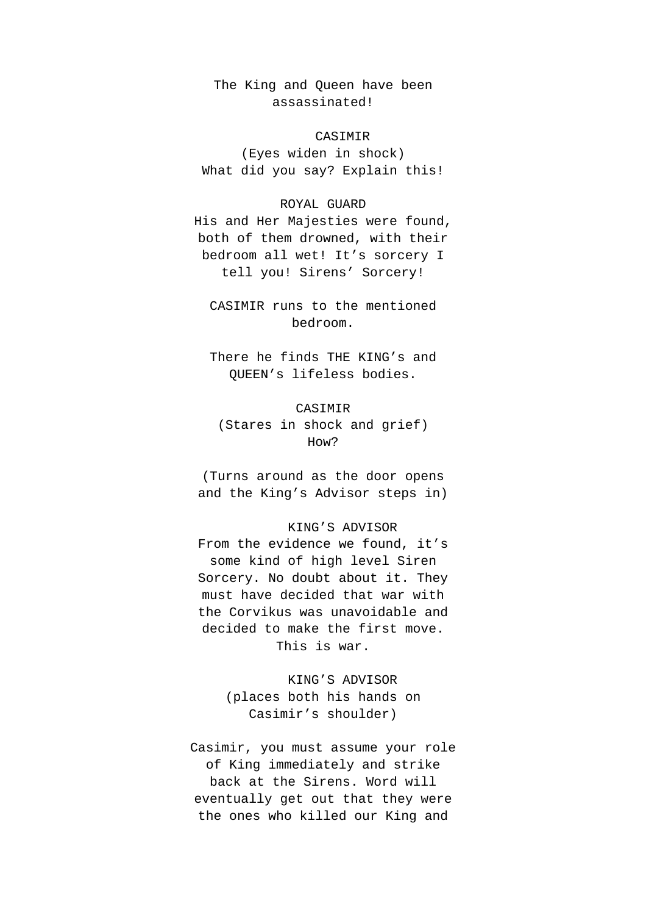The King and Queen have been assassinated!

CASIMIR

(Eyes widen in shock)

What did you say? Explain this!

ROYAL GUARD

His and Her Majesties were found, both of them drowned, with their bedroom all wet! It’s sorcery I tell you! Sirens’ Sorcery!

CASIMIR runs to the mentioned bedroom.

There he finds THE KING’s and QUEEN’s lifeless bodies.

CASIMIR

(Stares in shock and grief)

How?

(Turns around as the door opens and the King’s Advisor steps in)

KING’S ADVISOR

From the evidence we found, it’s some kind of high level Siren Sorcery. No doubt about it. They must have decided that war with the Corvikus was unavoidable and decided to make the first move. This is war.

KING’S ADVISOR

(places both his hands on Casimir’s shoulder)

Casimir, you must assume your role of King immediately and strike back at the Sirens. Word will eventually get out that they were the ones who killed our King and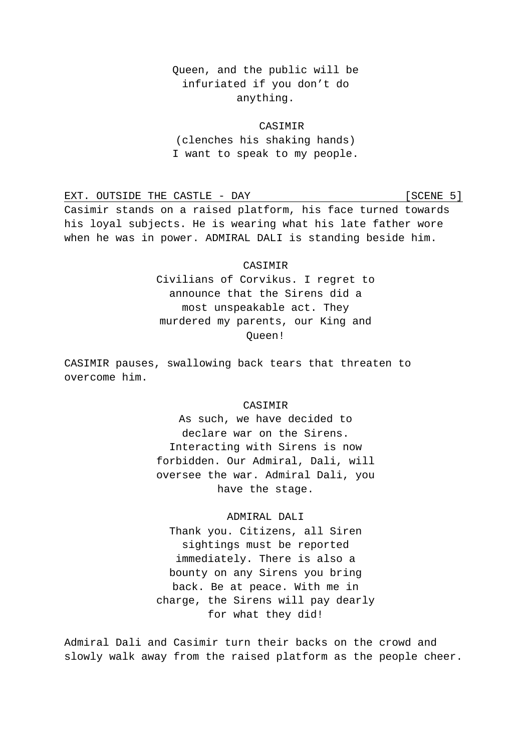Queen, and the public will be infuriated if you don't do anything.

CASIMIR
(clenches his shaking hands)
I want to speak to my people.

EXT. OUTSIDE THE CASTLE - DAY [SCENE 5]

Casimir stands on a raised platform, his face turned towards his loyal subjects. He is wearing what his late father wore when he was in power. ADMIRAL DALI is standing beside him.

CASIMIR
Civilians of Corvikus. I regret to announce that the Sirens did a most unspeakable act. They murdered my parents, our King and Queen!

CASIMIR pauses, swallowing back tears that threaten to overcome him.

CASIMIR
As such, we have decided to declare war on the Sirens. Interacting with Sirens is now forbidden. Our Admiral, Dali, will oversee the war. Admiral Dali, you have the stage.

ADMIRAL DALI
Thank you. Citizens, all Siren sightings must be reported immediately. There is also a bounty on any Sirens you bring back. Be at peace. With me in charge, the Sirens will pay dearly for what they did!

Admiral Dali and Casimir turn their backs on the crowd and slowly walk away from the raised platform as the people cheer.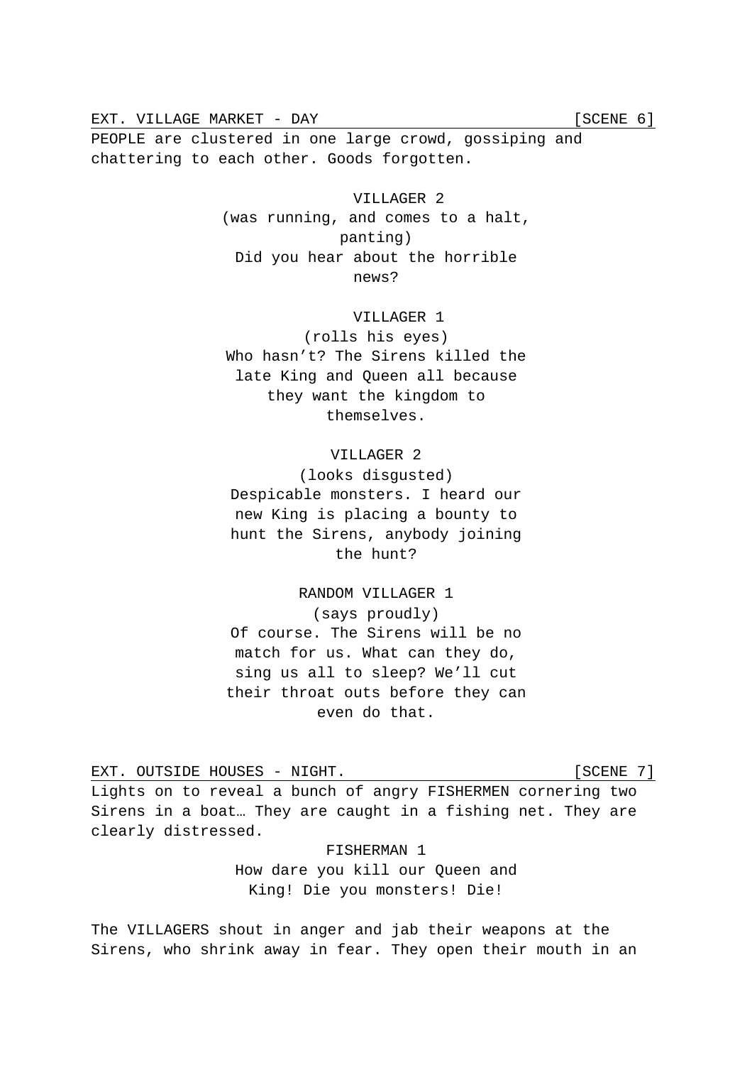EXT. VILLAGE MARKET - DAY [SCENE 6]

PEOPLE are clustered in one large crowd, gossiping and chattering to each other. Goods forgotten.

VILLAGER 2
(was running, and comes to a halt, panting)
Did you hear about the horrible news?

VILLAGER 1
(rolls his eyes)
Who hasn't? The Sirens killed the late King and Queen all because they want the kingdom to themselves.

VILLAGER 2
(looks disgusted)
Despicable monsters. I heard our new King is placing a bounty to hunt the Sirens, anybody joining the hunt?

RANDOM VILLAGER 1
(says proudly)
Of course. The Sirens will be no match for us. What can they do, sing us all to sleep? We'll cut their throat outs before they can even do that.

EXT. OUTSIDE HOUSES - NIGHT. [SCENE 7]

Lights on to reveal a bunch of angry FISHERMEN cornering two Sirens in a boat… They are caught in a fishing net. They are clearly distressed.

FISHERMAN 1
How dare you kill our Queen and King! Die you monsters! Die!

The VILLAGERS shout in anger and jab their weapons at the Sirens, who shrink away in fear. They open their mouth in an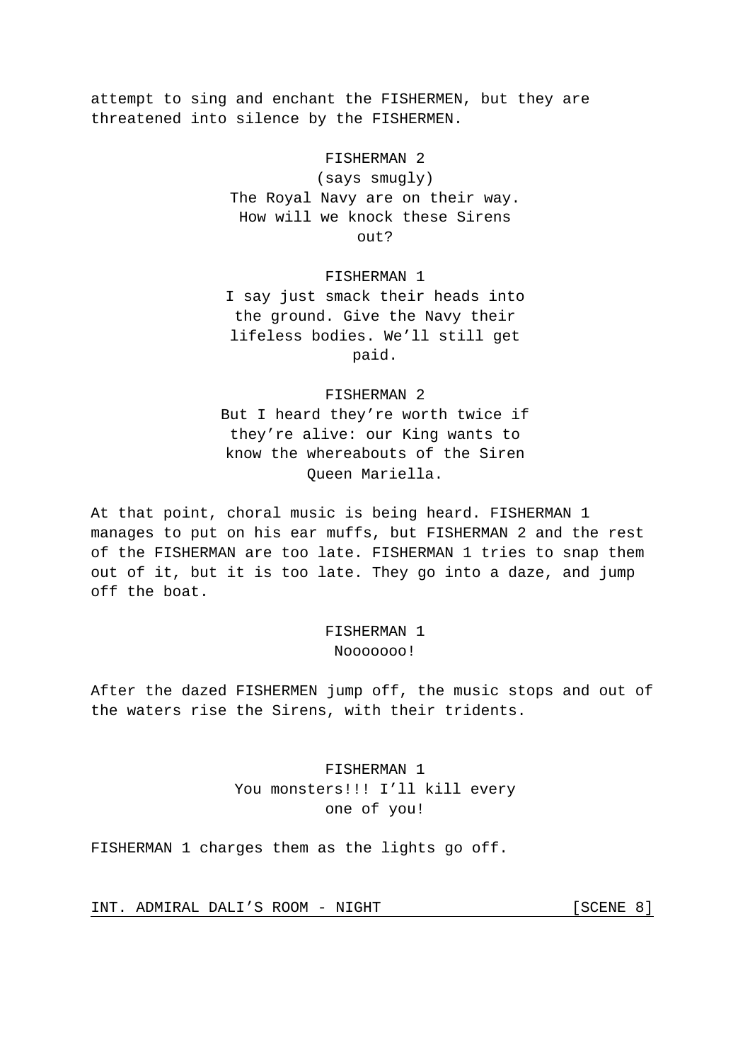attempt to sing and enchant the FISHERMEN, but they are threatened into silence by the FISHERMEN.

FISHERMAN 2
(says smugly)
The Royal Navy are on their way. How will we knock these Sirens out?

FISHERMAN 1
I say just smack their heads into the ground. Give the Navy their lifeless bodies. We'll still get paid.

FISHERMAN 2
But I heard they're worth twice if they're alive: our King wants to know the whereabouts of the Siren Queen Mariella.

At that point, choral music is being heard. FISHERMAN 1 manages to put on his ear muffs, but FISHERMAN 2 and the rest of the FISHERMAN are too late. FISHERMAN 1 tries to snap them out of it, but it is too late. They go into a daze, and jump off the boat.

FISHERMAN 1
Nooooooo!

After the dazed FISHERMEN jump off, the music stops and out of the waters rise the Sirens, with their tridents.

FISHERMAN 1
You monsters!!! I'll kill every one of you!

FISHERMAN 1 charges them as the lights go off.

INT. ADMIRAL DALI'S ROOM - NIGHT [SCENE 8]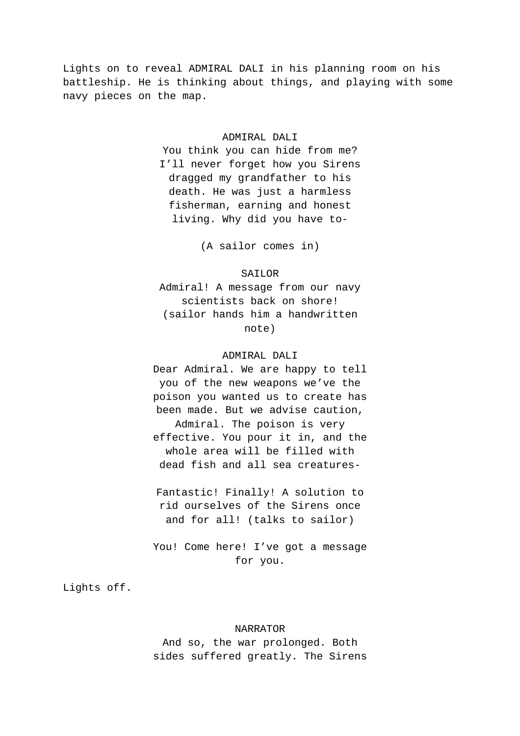Lights on to reveal ADMIRAL DALI in his planning room on his battleship. He is thinking about things, and playing with some navy pieces on the map.

ADMIRAL DALI

You think you can hide from me? I’ll never forget how you Sirens dragged my grandfather to his death. He was just a harmless fisherman, earning and honest living. Why did you have to-

(A sailor comes in)

SAILOR

Admiral! A message from our navy scientists back on shore! (sailor hands him a handwritten note)

ADMIRAL DALI

Dear Admiral. We are happy to tell you of the new weapons we’ve the poison you wanted us to create has been made. But we advise caution, Admiral. The poison is very effective. You pour it in, and the whole area will be filled with dead fish and all sea creatures-

Fantastic! Finally! A solution to rid ourselves of the Sirens once and for all! (talks to sailor)

You! Come here! I’ve got a message for you.

Lights off.

NARRATOR

And so, the war prolonged. Both sides suffered greatly. The Sirens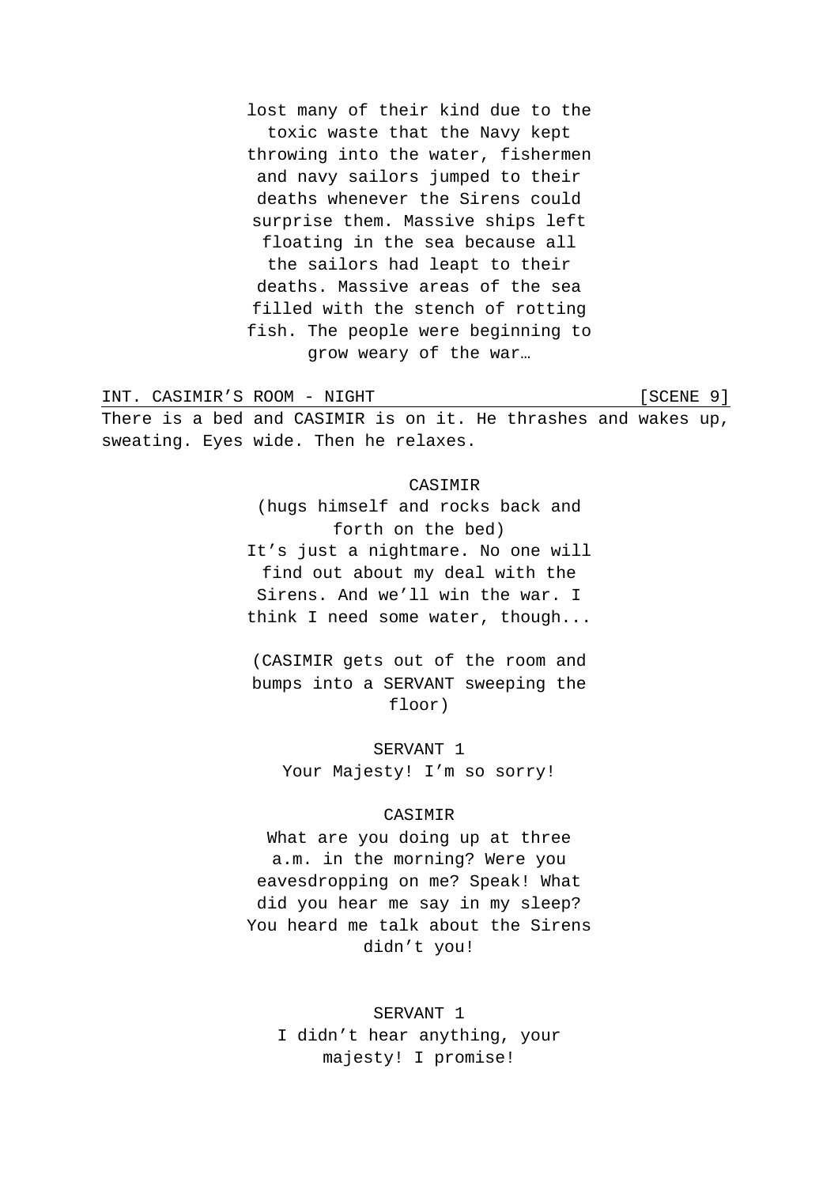lost many of their kind due to the toxic waste that the Navy kept throwing into the water, fishermen and navy sailors jumped to their deaths whenever the Sirens could surprise them. Massive ships left floating in the sea because all the sailors had leapt to their deaths. Massive areas of the sea filled with the stench of rotting fish. The people were beginning to grow weary of the war…

INT. CASIMIR'S ROOM - NIGHT [SCENE 9]

There is a bed and CASIMIR is on it. He thrashes and wakes up, sweating. Eyes wide. Then he relaxes.

CASIMIR
(hugs himself and rocks back and forth on the bed)
It's just a nightmare. No one will find out about my deal with the Sirens. And we'll win the war. I think I need some water, though...

(CASIMIR gets out of the room and bumps into a SERVANT sweeping the floor)

SERVANT 1
Your Majesty! I'm so sorry!

CASIMIR
What are you doing up at three a.m. in the morning? Were you eavesdropping on me? Speak! What did you hear me say in my sleep? You heard me talk about the Sirens didn't you!

SERVANT 1
I didn't hear anything, your majesty! I promise!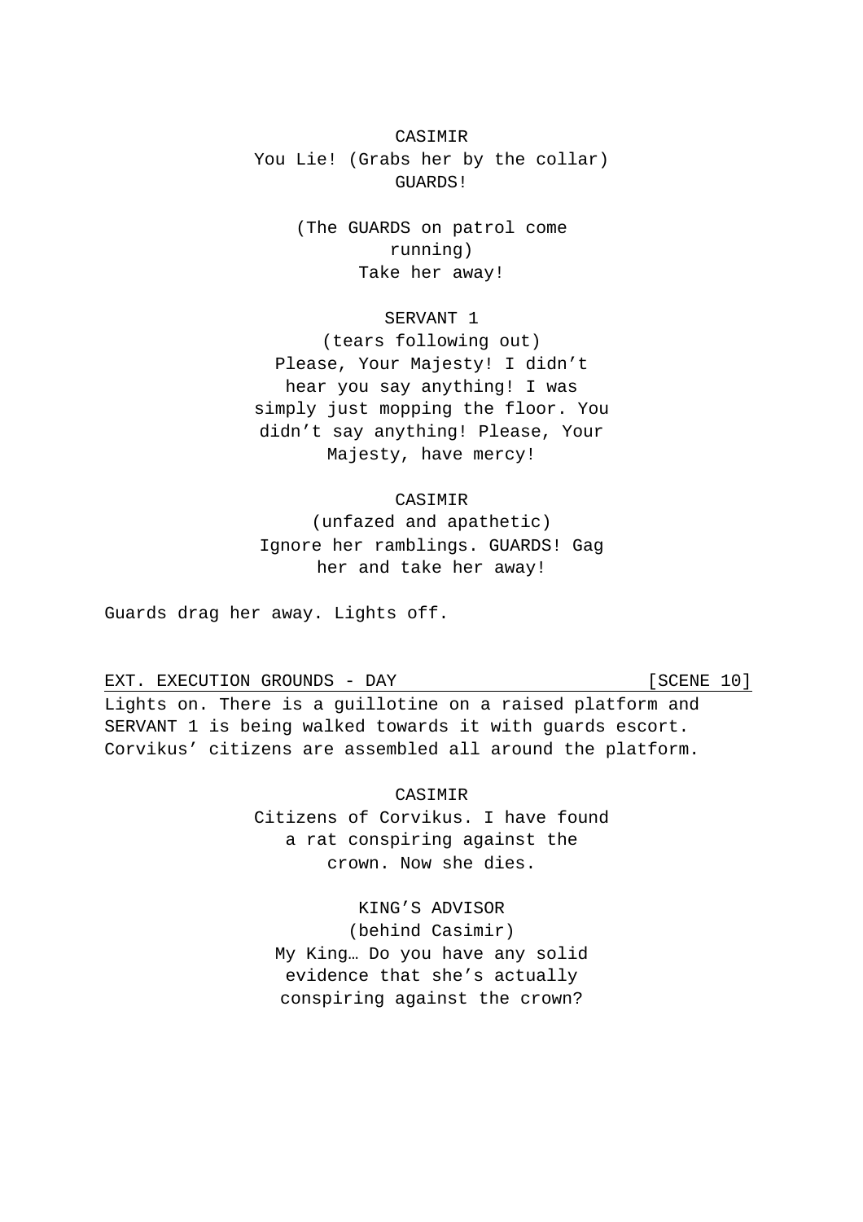CASIMIR

You Lie! (Grabs her by the collar) GUARDS!

(The GUARDS on patrol come running)

Take her away!

SERVANT 1

(tears following out)

Please, Your Majesty! I didn't hear you say anything! I was simply just mopping the floor. You didn't say anything! Please, Your Majesty, have mercy!

CASIMIR

(unfazed and apathetic)

Ignore her ramblings. GUARDS! Gag her and take her away!

Guards drag her away. Lights off.

EXT. EXECUTION GROUNDS - DAY [SCENE 10]

Lights on. There is a guillotine on a raised platform and SERVANT 1 is being walked towards it with guards escort. Corvikus' citizens are assembled all around the platform.

CASIMIR

Citizens of Corvikus. I have found a rat conspiring against the crown. Now she dies.

KING'S ADVISOR

(behind Casimir)

My King… Do you have any solid evidence that she's actually conspiring against the crown?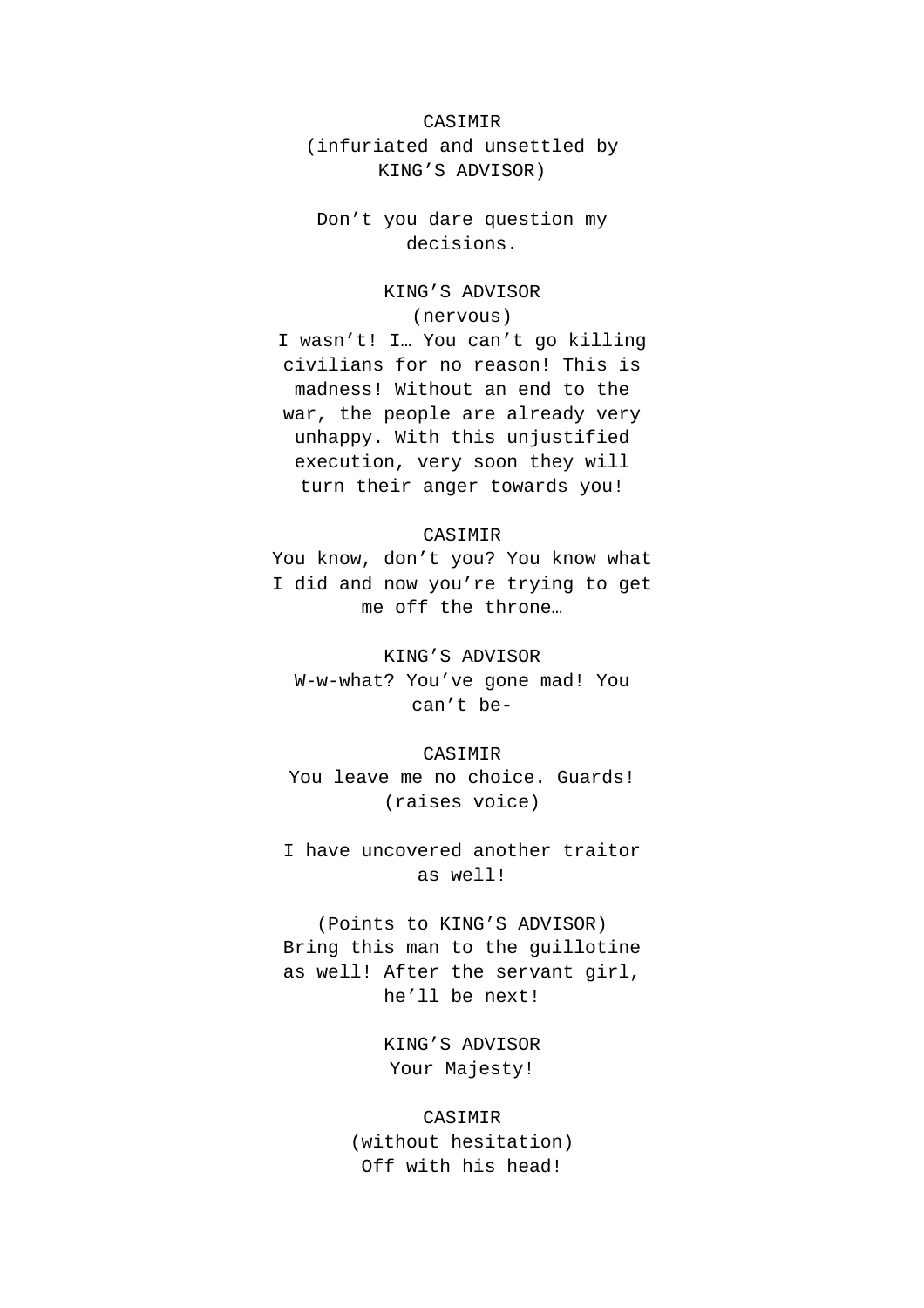CASIMIR
(infuriated and unsettled by KING'S ADVISOR)

Don't you dare question my decisions.

KING'S ADVISOR
(nervous)
I wasn't! I… You can't go killing civilians for no reason! This is madness! Without an end to the war, the people are already very unhappy. With this unjustified execution, very soon they will turn their anger towards you!

CASIMIR
You know, don't you? You know what I did and now you're trying to get me off the throne…

KING'S ADVISOR
W-w-what? You've gone mad! You can't be-

CASIMIR
You leave me no choice. Guards!
(raises voice)

I have uncovered another traitor as well!

(Points to KING'S ADVISOR)
Bring this man to the guillotine as well! After the servant girl, he'll be next!

KING'S ADVISOR
Your Majesty!

CASIMIR
(without hesitation)
Off with his head!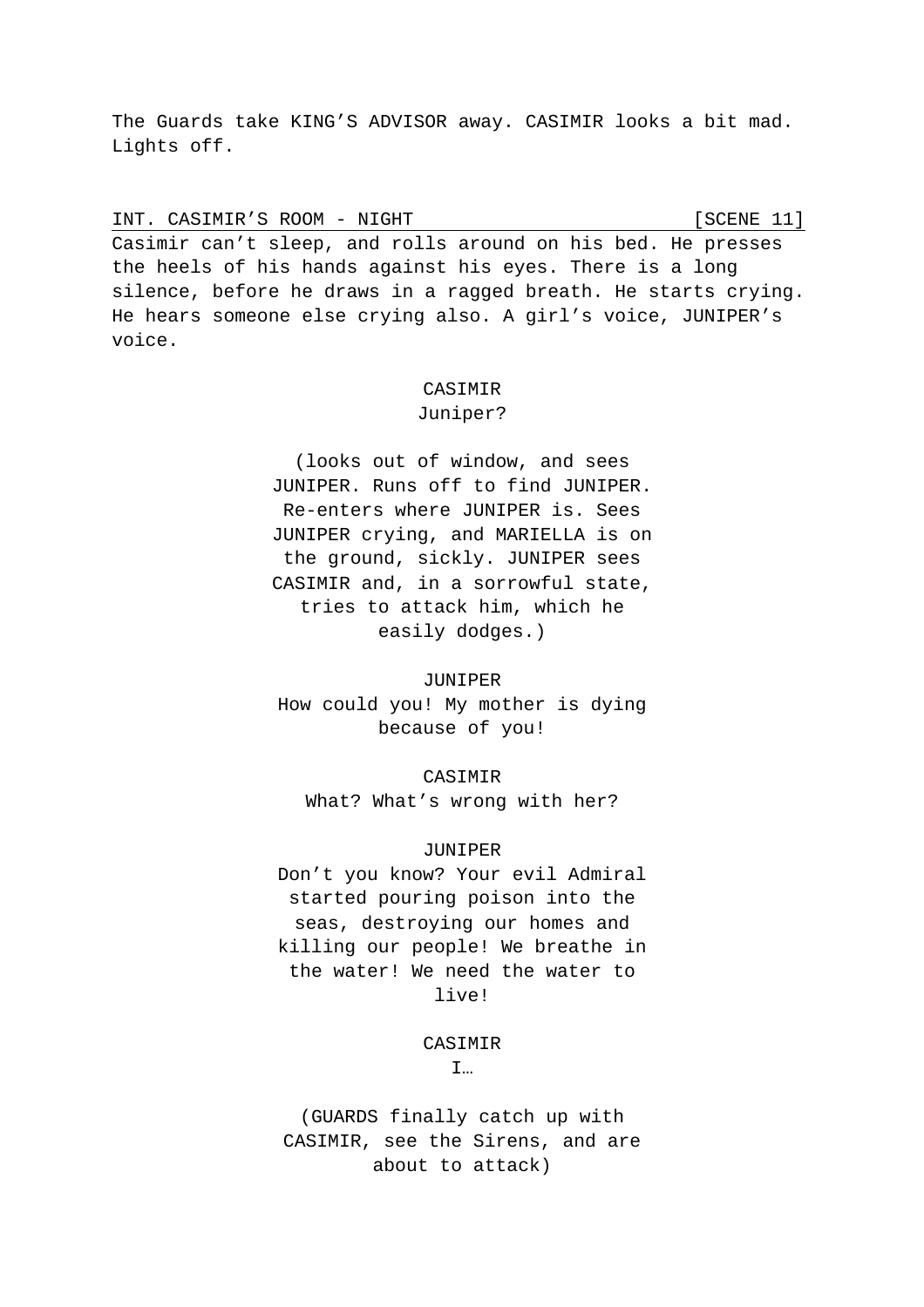The Guards take KING'S ADVISOR away. CASIMIR looks a bit mad. Lights off.

INT. CASIMIR'S ROOM - NIGHT [SCENE 11]

Casimir can't sleep, and rolls around on his bed. He presses the heels of his hands against his eyes. There is a long silence, before he draws in a ragged breath. He starts crying. He hears someone else crying also. A girl's voice, JUNIPER's voice.

CASIMIR
Juniper?

(looks out of window, and sees JUNIPER. Runs off to find JUNIPER. Re-enters where JUNIPER is. Sees JUNIPER crying, and MARIELLA is on the ground, sickly. JUNIPER sees CASIMIR and, in a sorrowful state, tries to attack him, which he easily dodges.)

JUNIPER
How could you! My mother is dying because of you!

CASIMIR
What? What's wrong with her?

JUNIPER
Don't you know? Your evil Admiral started pouring poison into the seas, destroying our homes and killing our people! We breathe in the water! We need the water to live!

CASIMIR
I…

(GUARDS finally catch up with CASIMIR, see the Sirens, and are about to attack)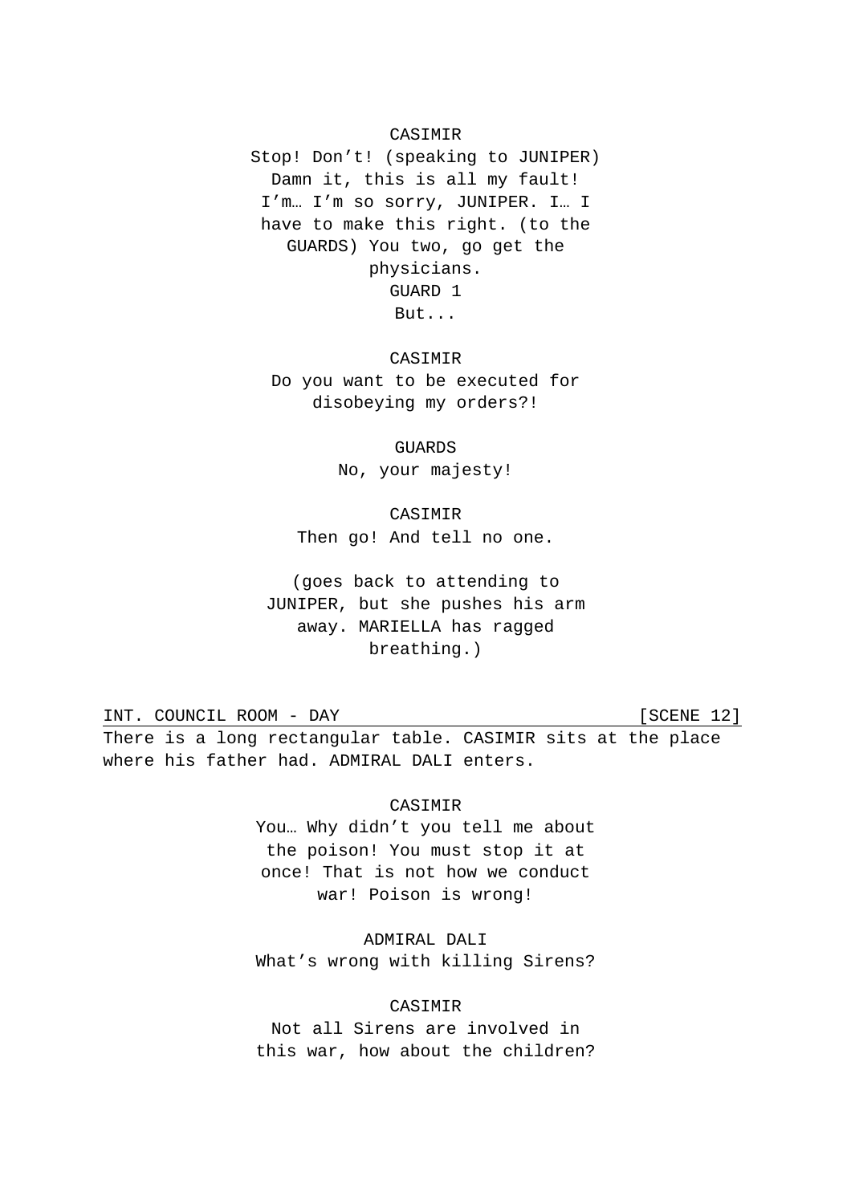CASIMIR
Stop! Don't! (speaking to JUNIPER) Damn it, this is all my fault! I'm… I'm so sorry, JUNIPER. I… I have to make this right. (to the GUARDS) You two, go get the physicians.

GUARD 1
But...

CASIMIR
Do you want to be executed for disobeying my orders?!

GUARDS
No, your majesty!

CASIMIR
Then go! And tell no one.

(goes back to attending to JUNIPER, but she pushes his arm away. MARIELLA has ragged breathing.)

INT. COUNCIL ROOM - DAY [SCENE 12]

There is a long rectangular table. CASIMIR sits at the place where his father had. ADMIRAL DALI enters.

CASIMIR
You… Why didn't you tell me about the poison! You must stop it at once! That is not how we conduct war! Poison is wrong!

ADMIRAL DALI
What's wrong with killing Sirens?

CASIMIR
Not all Sirens are involved in this war, how about the children?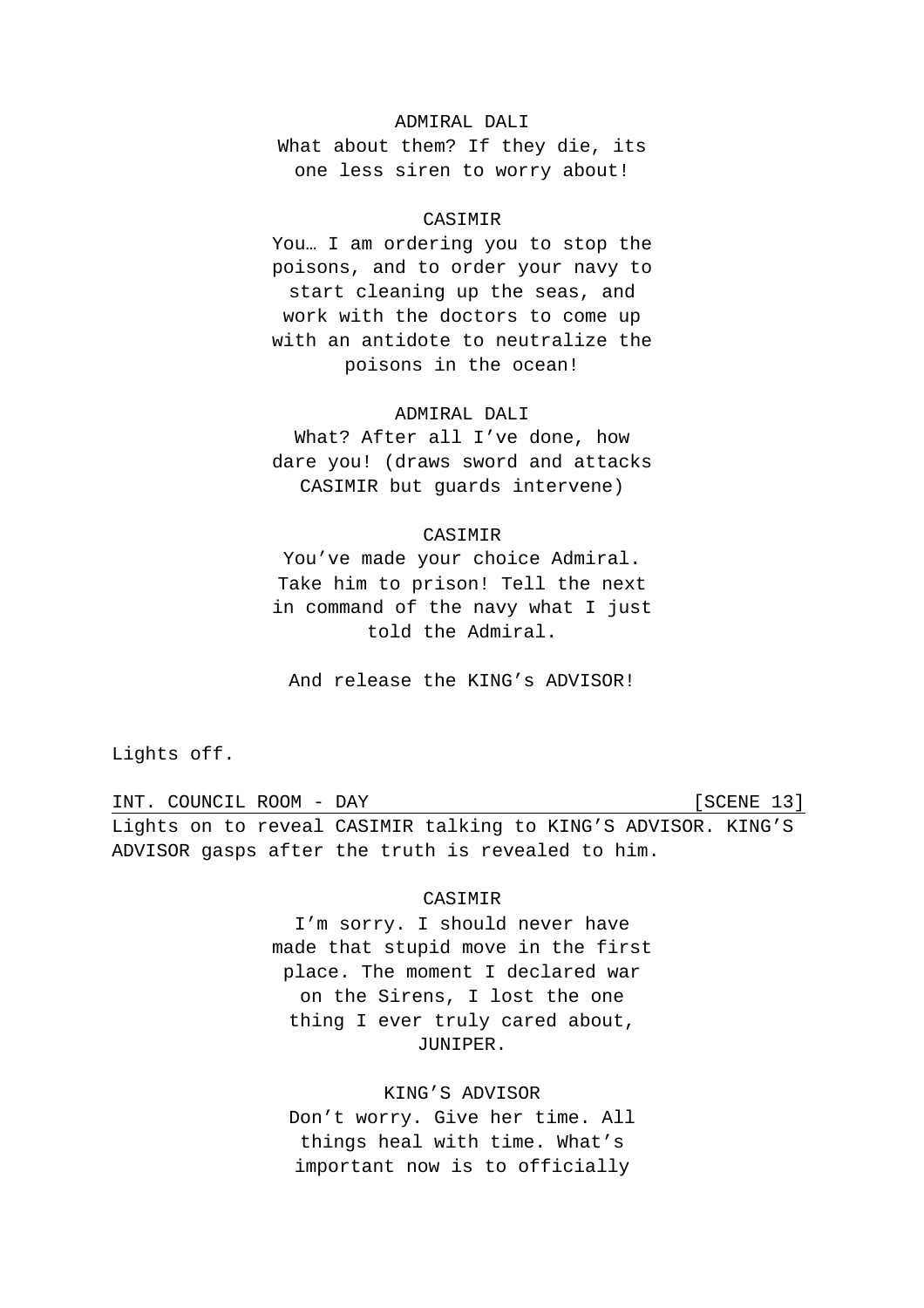ADMIRAL DALI

What about them? If they die, its one less siren to worry about!

CASIMIR

You… I am ordering you to stop the poisons, and to order your navy to start cleaning up the seas, and work with the doctors to come up with an antidote to neutralize the poisons in the ocean!

ADMIRAL DALI

What? After all I've done, how dare you! (draws sword and attacks CASIMIR but guards intervene)

CASIMIR

You've made your choice Admiral. Take him to prison! Tell the next in command of the navy what I just told the Admiral.

And release the KING's ADVISOR!

Lights off.

INT. COUNCIL ROOM - DAY [SCENE 13]

Lights on to reveal CASIMIR talking to KING'S ADVISOR. KING'S ADVISOR gasps after the truth is revealed to him.

CASIMIR

I'm sorry. I should never have made that stupid move in the first place. The moment I declared war on the Sirens, I lost the one thing I ever truly cared about, JUNIPER.

KING'S ADVISOR

Don't worry. Give her time. All things heal with time. What's important now is to officially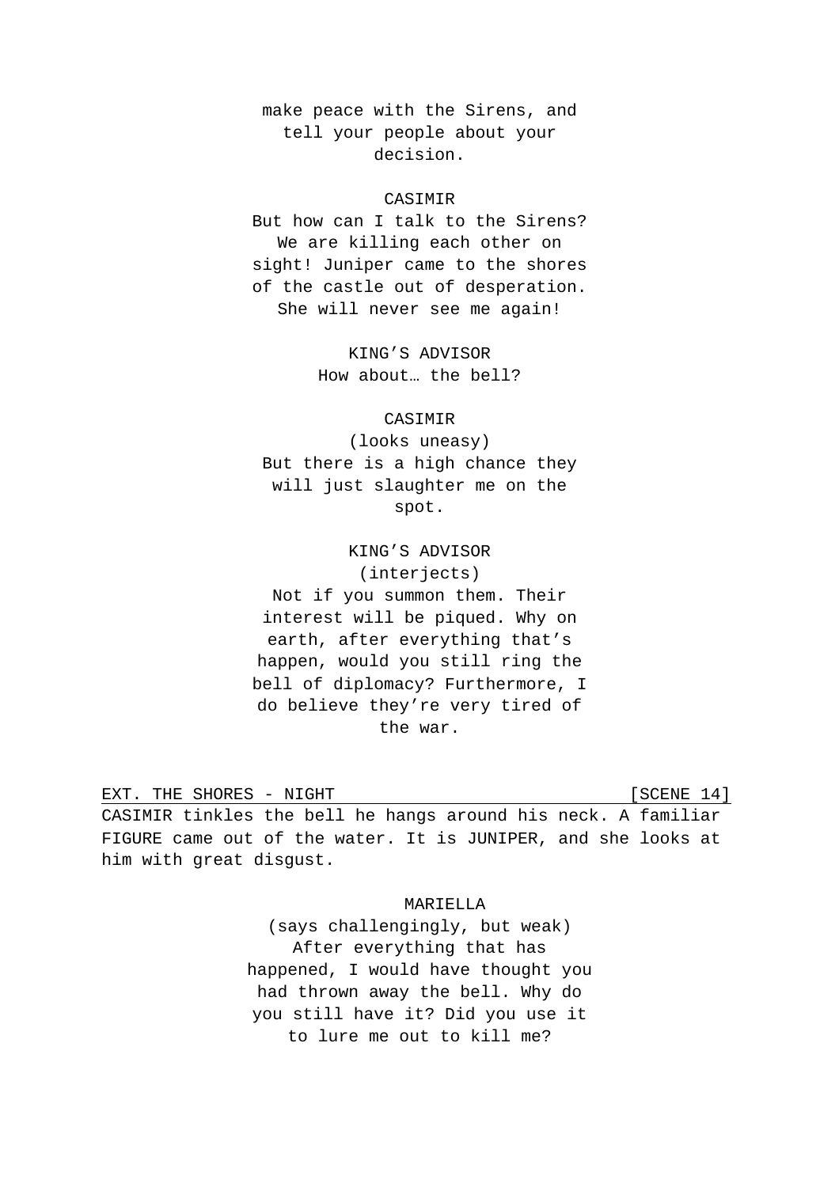make peace with the Sirens, and tell your people about your decision.

CASIMIR

But how can I talk to the Sirens? We are killing each other on sight! Juniper came to the shores of the castle out of desperation. She will never see me again!

KING’S ADVISOR

How about… the bell?

CASIMIR

(looks uneasy)

But there is a high chance they will just slaughter me on the spot.

KING’S ADVISOR

(interjects)

Not if you summon them. Their interest will be piqued. Why on earth, after everything that’s happen, would you still ring the bell of diplomacy? Furthermore, I do believe they’re very tired of the war.

EXT. THE SHORES - NIGHT [SCENE 14]

CASIMIR tinkles the bell he hangs around his neck. A familiar FIGURE came out of the water. It is JUNIPER, and she looks at him with great disgust.

MARIELLA

(says challengingly, but weak)

After everything that has happened, I would have thought you had thrown away the bell. Why do you still have it? Did you use it to lure me out to kill me?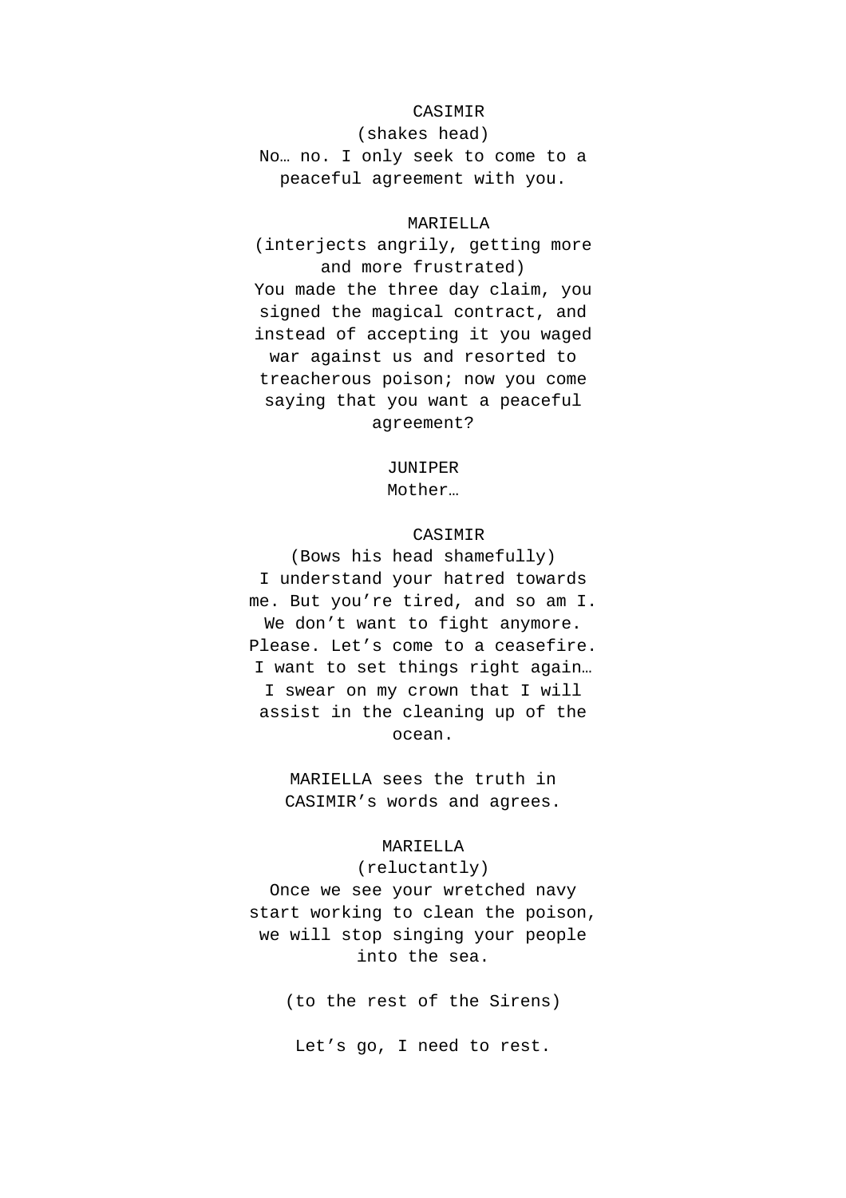CASIMIR
(shakes head)
No… no. I only seek to come to a peaceful agreement with you.

MARIELLA
(interjects angrily, getting more and more frustrated)
You made the three day claim, you signed the magical contract, and instead of accepting it you waged war against us and resorted to treacherous poison; now you come saying that you want a peaceful agreement?

JUNIPER
Mother…

CASIMIR
(Bows his head shamefully)
I understand your hatred towards me. But you're tired, and so am I. We don't want to fight anymore. Please. Let's come to a ceasefire. I want to set things right again… I swear on my crown that I will assist in the cleaning up of the ocean.

MARIELLA sees the truth in CASIMIR's words and agrees.

MARIELLA
(reluctantly)
Once we see your wretched navy start working to clean the poison, we will stop singing your people into the sea.

(to the rest of the Sirens)

Let's go, I need to rest.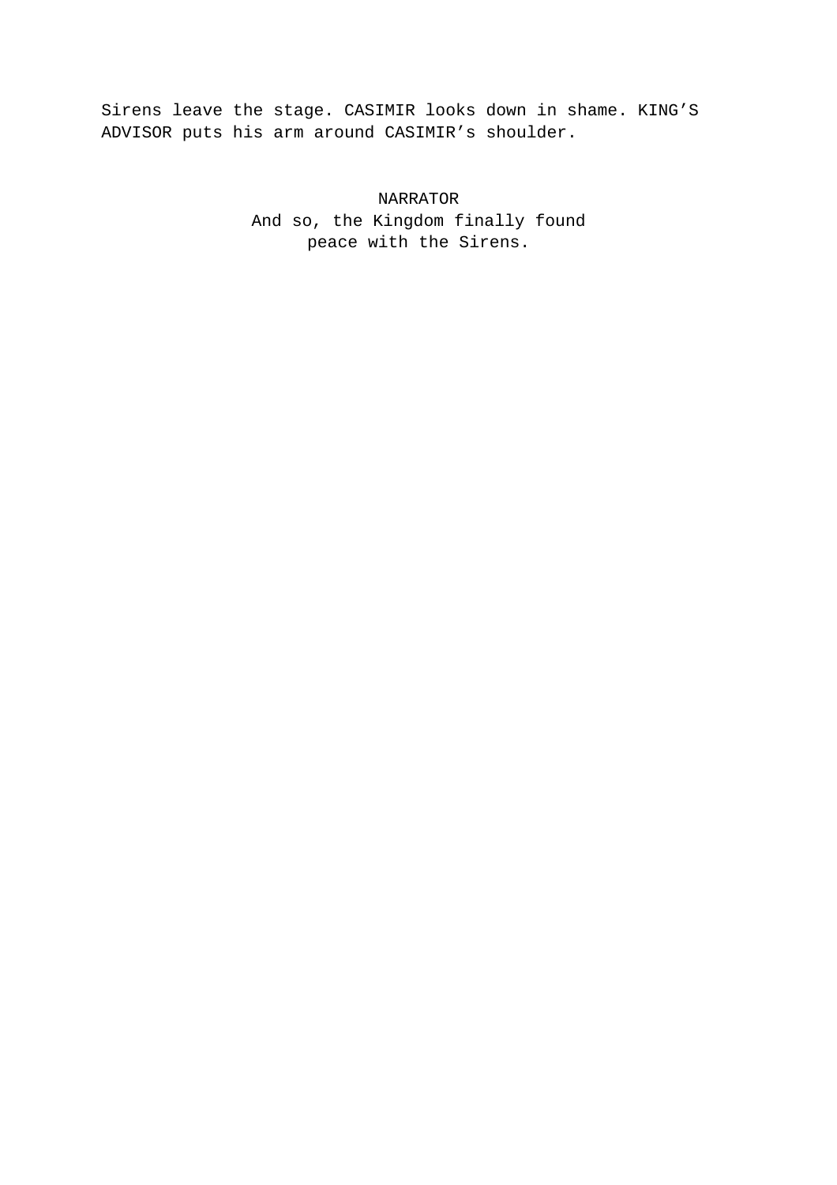Sirens leave the stage. CASIMIR looks down in shame. KING'S ADVISOR puts his arm around CASIMIR's shoulder.

NARRATOR
And so, the Kingdom finally found peace with the Sirens.